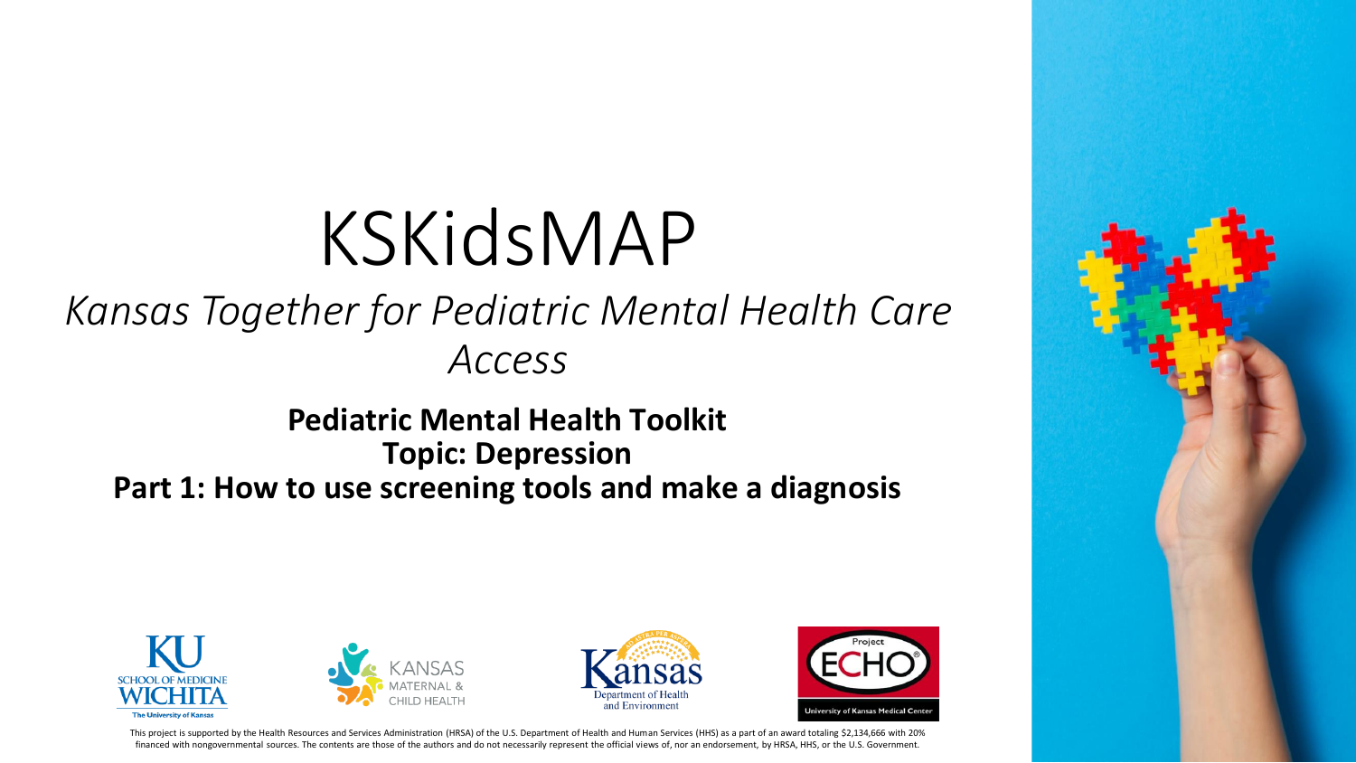# KSKidsMAP

*Kansas Together for Pediatric Mental Health Care Access*

**Pediatric Mental Health Toolkit**
**Topic: Depression**
**Part 1: How to use screening tools and make a diagnosis**

This project is supported by the Health Resources and Services Administration (HRSA) of the U.S. Department of Health and Human Services (HHS) as a part of an award totaling $2,134,666 with 20% financed with nongovernmental sources. The contents are those of the authors and do not necessarily represent the official views of, nor an endorsement, by HRSA, HHS, or the U.S. Government.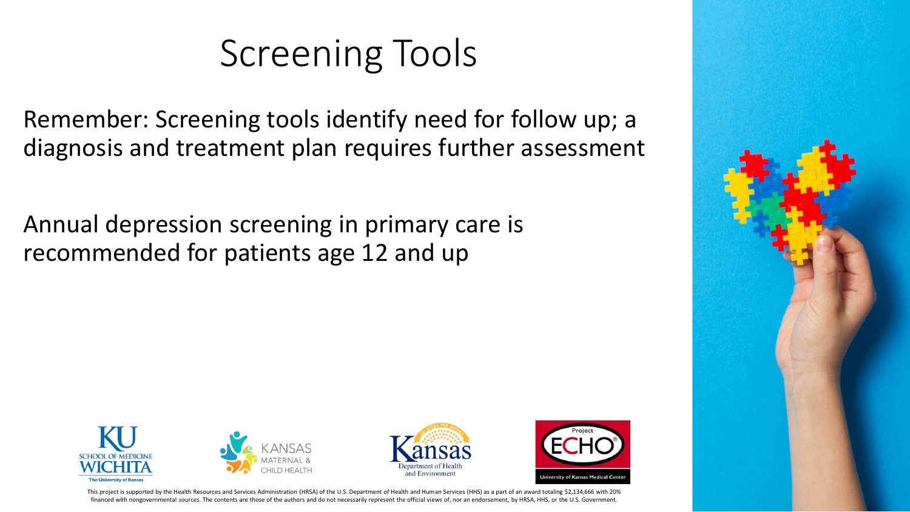# Screening Tools

Remember: Screening tools identify need for follow up; a diagnosis and treatment plan requires further assessment

Annual depression screening in primary care is recommended for patients age 12 and up

This project is supported by the Health Resources and Services Administration (HRSA) of the U.S. Department of Health and Human Services (HHS) as a part of an award totaling $2,134,666 with 20% financed with nongovernmental sources. The contents are those of the authors and do not necessarily represent the official views of, nor an endorsement, by HRSA, HHS, or the U.S. Government.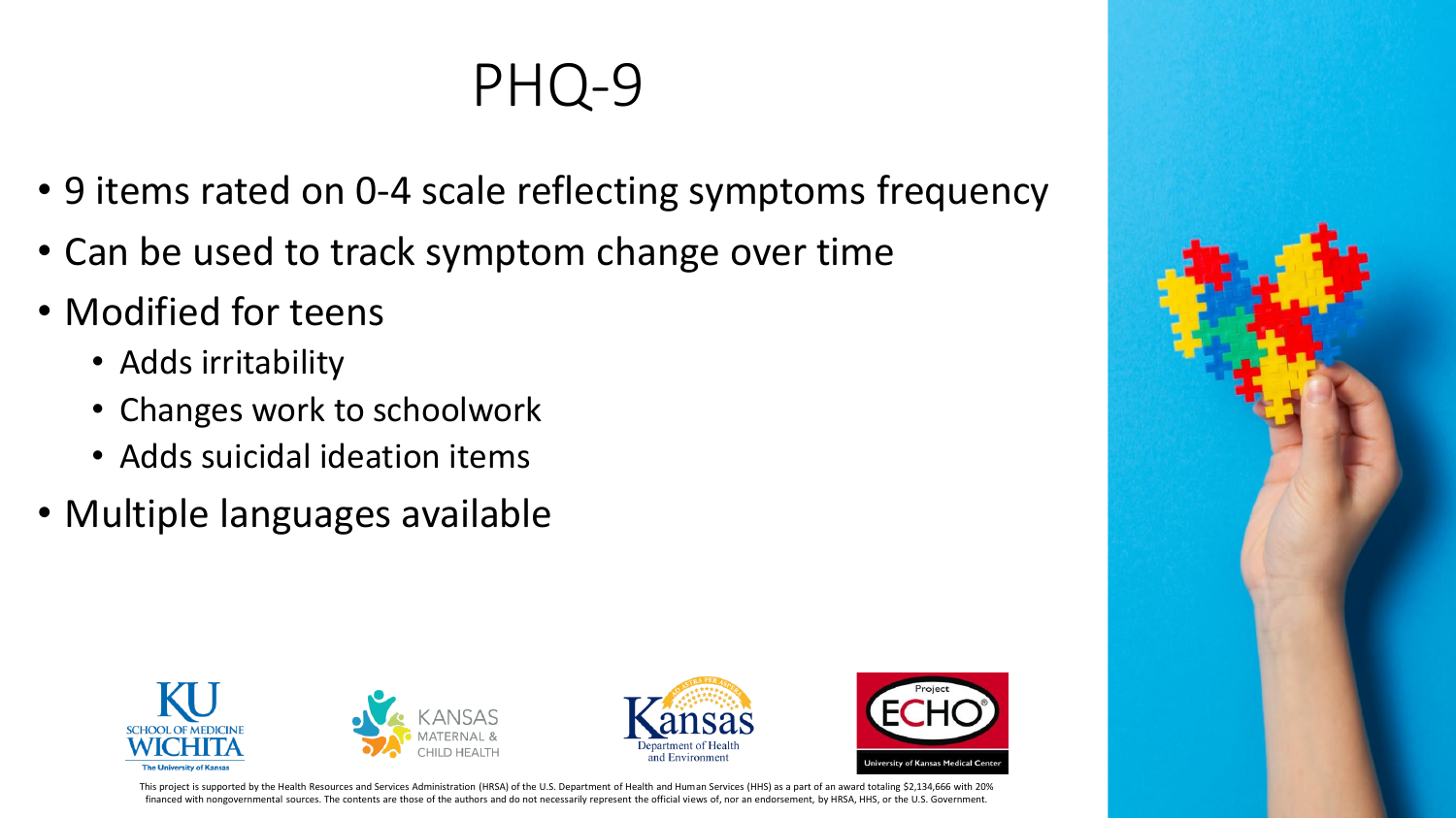# PHQ-9

- 9 items rated on 0-4 scale reflecting symptoms frequency
- Can be used to track symptom change over time
- Modified for teens
  - Adds irritability
  - Changes work to schoolwork
  - Adds suicidal ideation items
- Multiple languages available

This project is supported by the Health Resources and Services Administration (HRSA) of the U.S. Department of Health and Human Services (HHS) as a part of an award totaling $2,134,666 with 20% financed with nongovernmental sources. The contents are those of the authors and do not necessarily represent the official views of, nor an endorsement, by HRSA, HHS, or the U.S. Government.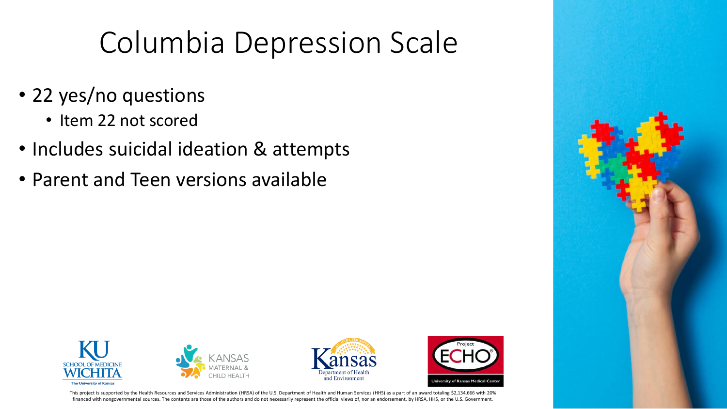# Columbia Depression Scale

- 22 yes/no questions
  - Item 22 not scored
- Includes suicidal ideation & attempts
- Parent and Teen versions available

This project is supported by the Health Resources and Services Administration (HRSA) of the U.S. Department of Health and Human Services (HHS) as a part of an award totaling $2,134,666 with 20% financed with nongovernmental sources. The contents are those of the authors and do not necessarily represent the official views of, nor an endorsement, by HRSA, HHS, or the U.S. Government.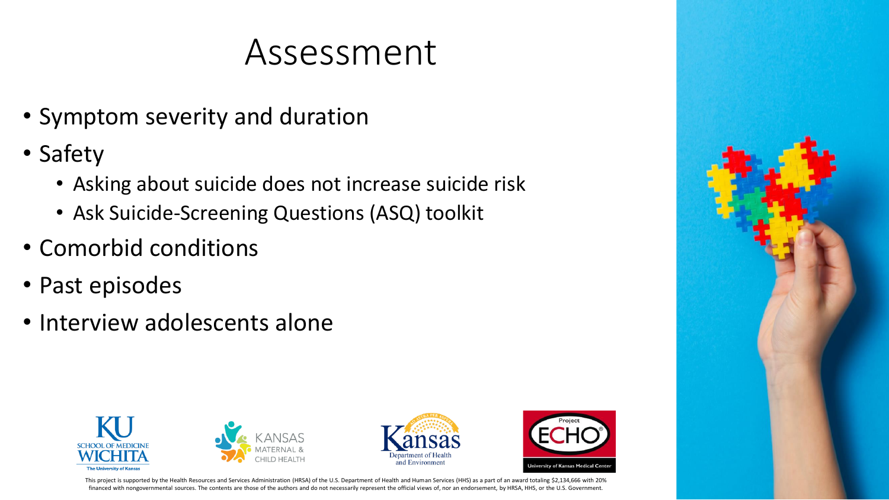# Assessment

- Symptom severity and duration
- Safety
  - Asking about suicide does not increase suicide risk
  - Ask Suicide-Screening Questions (ASQ) toolkit
- Comorbid conditions
- Past episodes
- Interview adolescents alone

This project is supported by the Health Resources and Services Administration (HRSA) of the U.S. Department of Health and Human Services (HHS) as a part of an award totaling $2,134,666 with 20% financed with nongovernmental sources. The contents are those of the authors and do not necessarily represent the official views of, nor an endorsement, by HRSA, HHS, or the U.S. Government.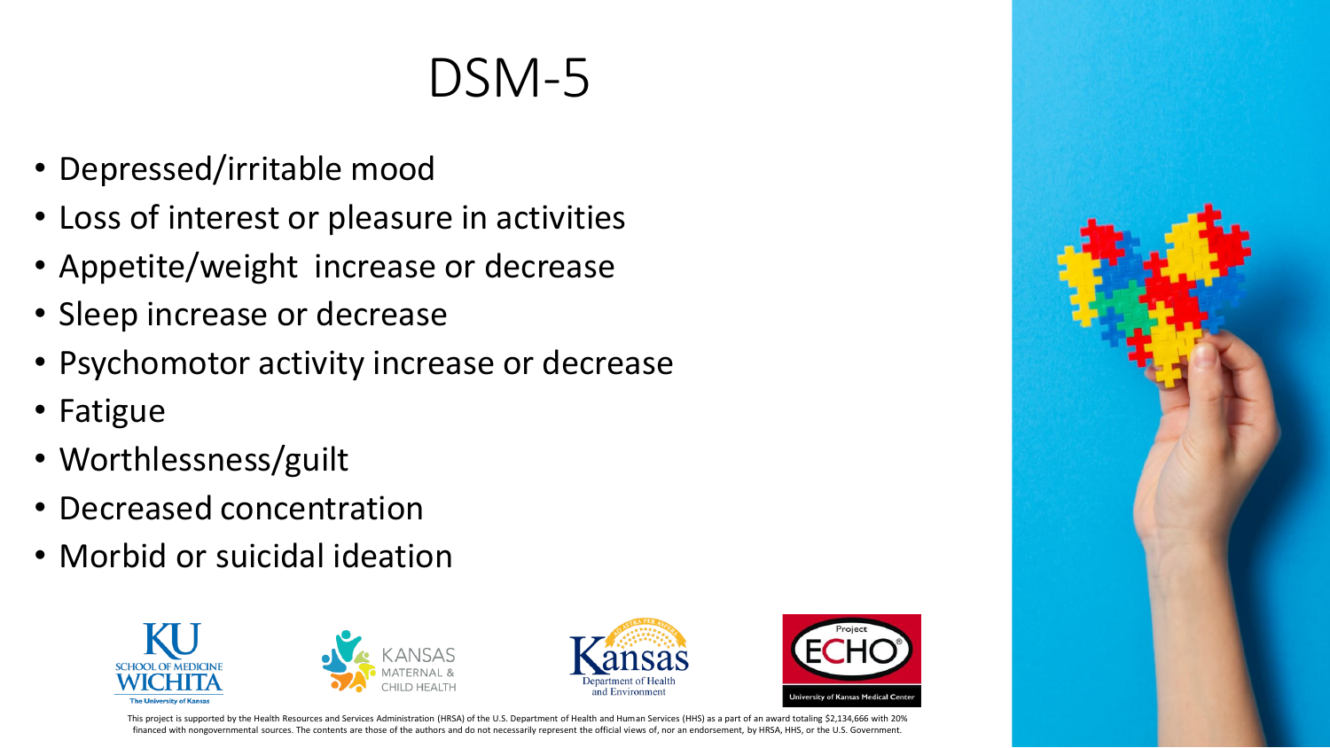# DSM-5

- Depressed/irritable mood
- Loss of interest or pleasure in activities
- Appetite/weight increase or decrease
- Sleep increase or decrease
- Psychomotor activity increase or decrease
- Fatigue
- Worthlessness/guilt
- Decreased concentration
- Morbid or suicidal ideation

This project is supported by the Health Resources and Services Administration (HRSA) of the U.S. Department of Health and Human Services (HHS) as a part of an award totaling $2,134,666 with 20% financed with nongovernmental sources. The contents are those of the authors and do not necessarily represent the official views of, nor an endorsement, by HRSA, HHS, or the U.S. Government.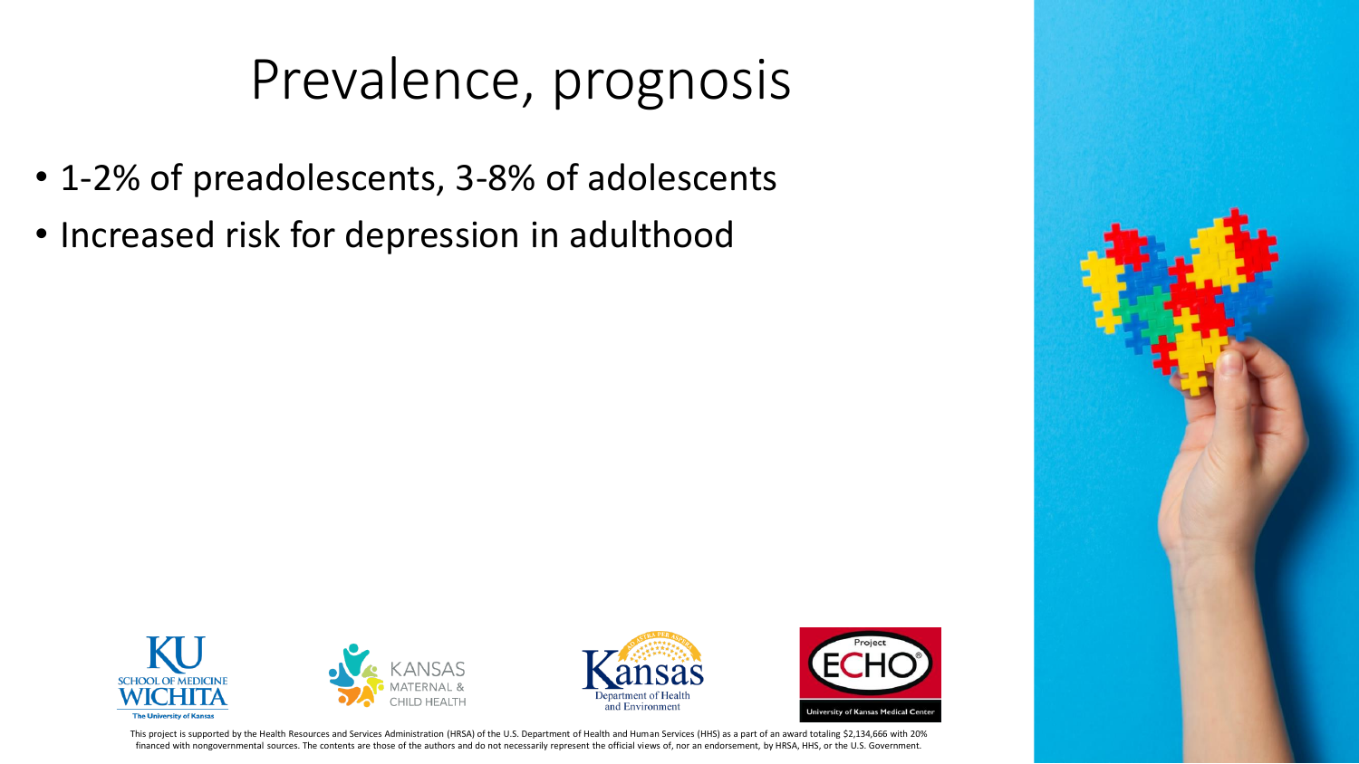# Prevalence, prognosis

- 1-2% of preadolescents, 3-8% of adolescents
- Increased risk for depression in adulthood

This project is supported by the Health Resources and Services Administration (HRSA) of the U.S. Department of Health and Human Services (HHS) as a part of an award totaling $2,134,666 with 20% financed with nongovernmental sources. The contents are those of the authors and do not necessarily represent the official views of, nor an endorsement, by HRSA, HHS, or the U.S. Government.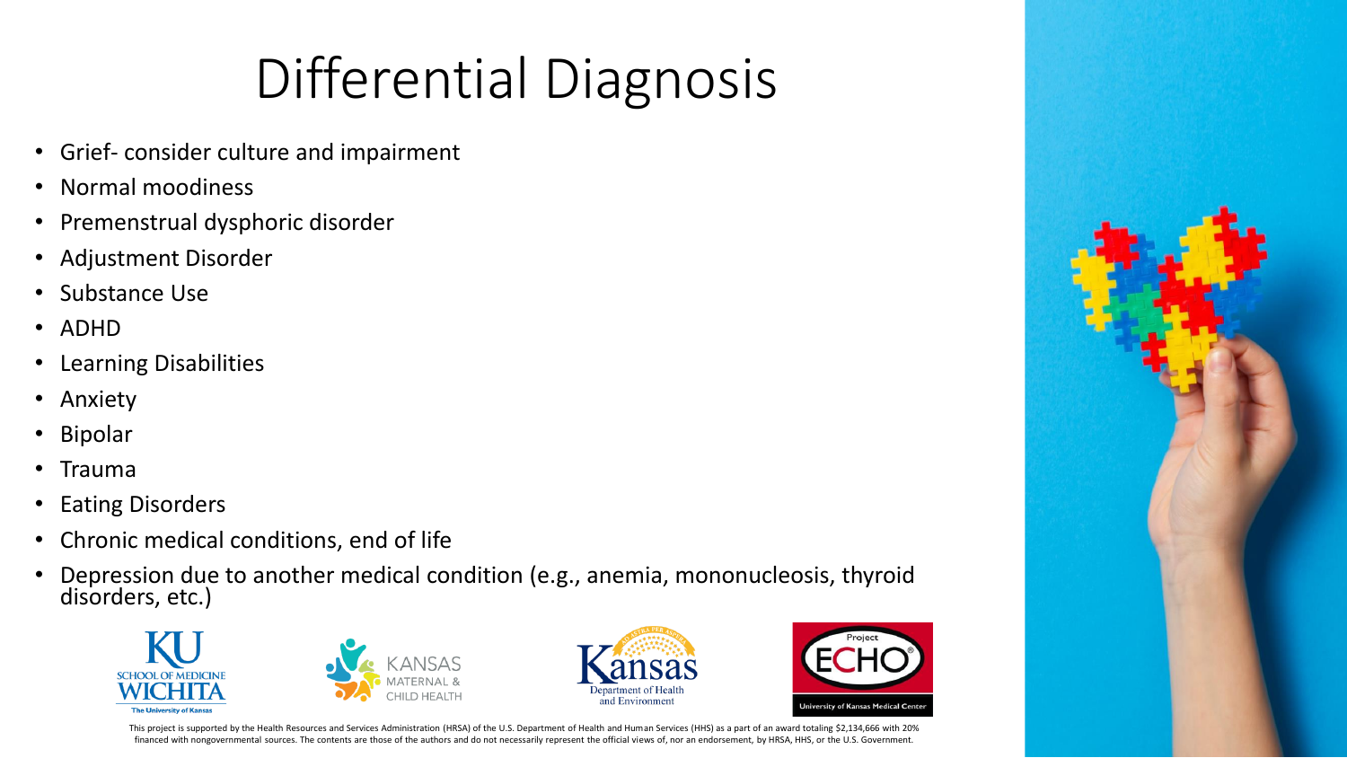# Differential Diagnosis

- Grief- consider culture and impairment
- Normal moodiness
- Premenstrual dysphoric disorder
- Adjustment Disorder
- Substance Use
- ADHD
- Learning Disabilities
- Anxiety
- Bipolar
- Trauma
- Eating Disorders
- Chronic medical conditions, end of life
- Depression due to another medical condition (e.g., anemia, mononucleosis, thyroid disorders, etc.)

This project is supported by the Health Resources and Services Administration (HRSA) of the U.S. Department of Health and Human Services (HHS) as a part of an award totaling $2,134,666 with 20% financed with nongovernmental sources. The contents are those of the authors and do not necessarily represent the official views of, nor an endorsement, by HRSA, HHS, or the U.S. Government.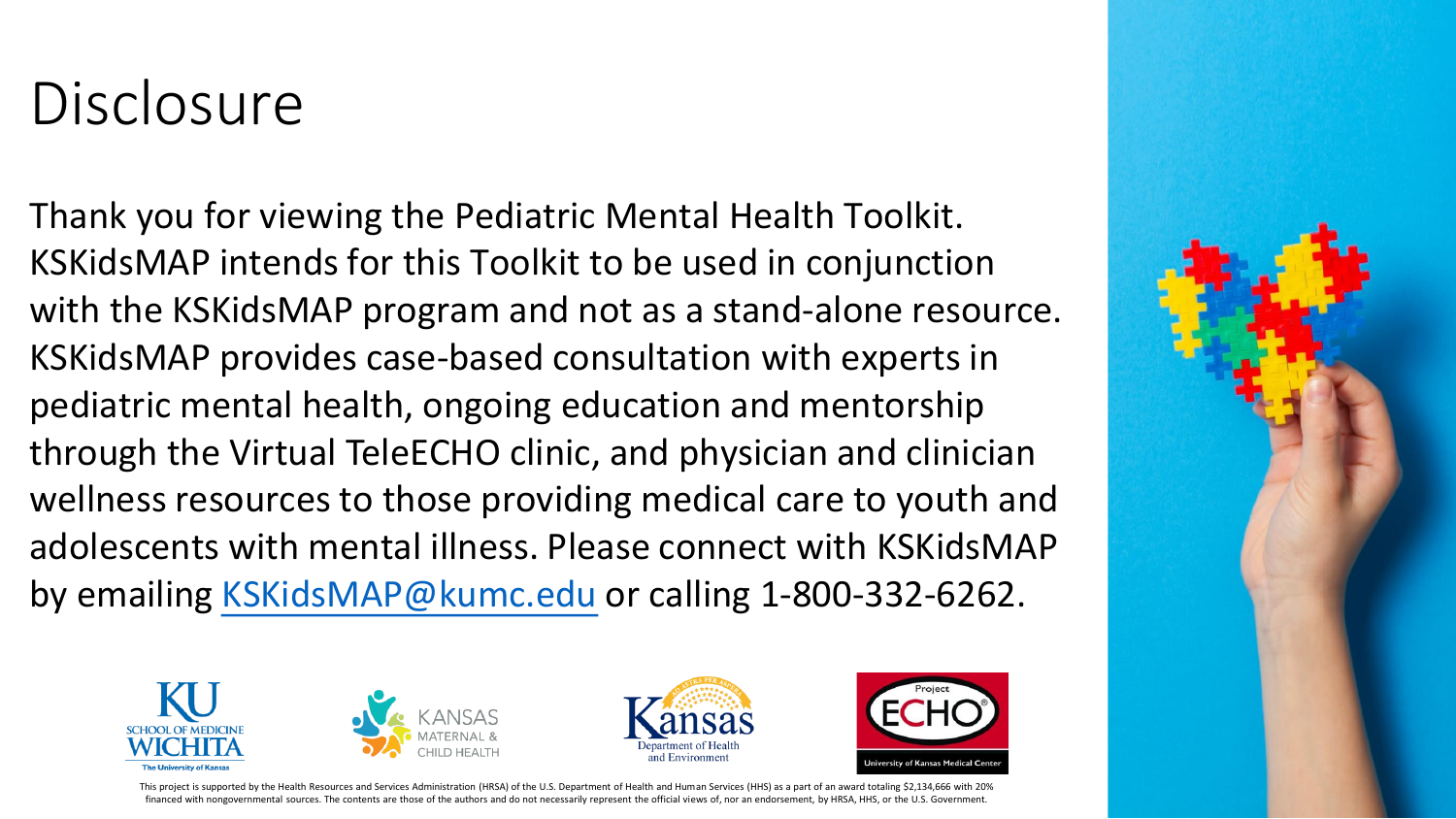# Disclosure

Thank you for viewing the Pediatric Mental Health Toolkit. KSKidsMAP intends for this Toolkit to be used in conjunction with the KSKidsMAP program and not as a stand-alone resource. KSKidsMAP provides case-based consultation with experts in pediatric mental health, ongoing education and mentorship through the Virtual TeleECHO clinic, and physician and clinician wellness resources to those providing medical care to youth and adolescents with mental illness. Please connect with KSKidsMAP by emailing [KSKidsMAP@kumc.edu](mailto:KSKidsMAP@kumc.edu) or calling 1-800-332-6262.

KU School of Medicine Wichita – The University of Kansas

Kansas Maternal & Child Health

Kansas Department of Health and Environment

Project ECHO – University of Kansas Medical Center

This project is supported by the Health Resources and Services Administration (HRSA) of the U.S. Department of Health and Human Services (HHS) as a part of an award totaling $2,134,666 with 20% financed with nongovernmental sources. The contents are those of the authors and do not necessarily represent the official views of, nor an endorsement, by HRSA, HHS, or the U.S. Government.